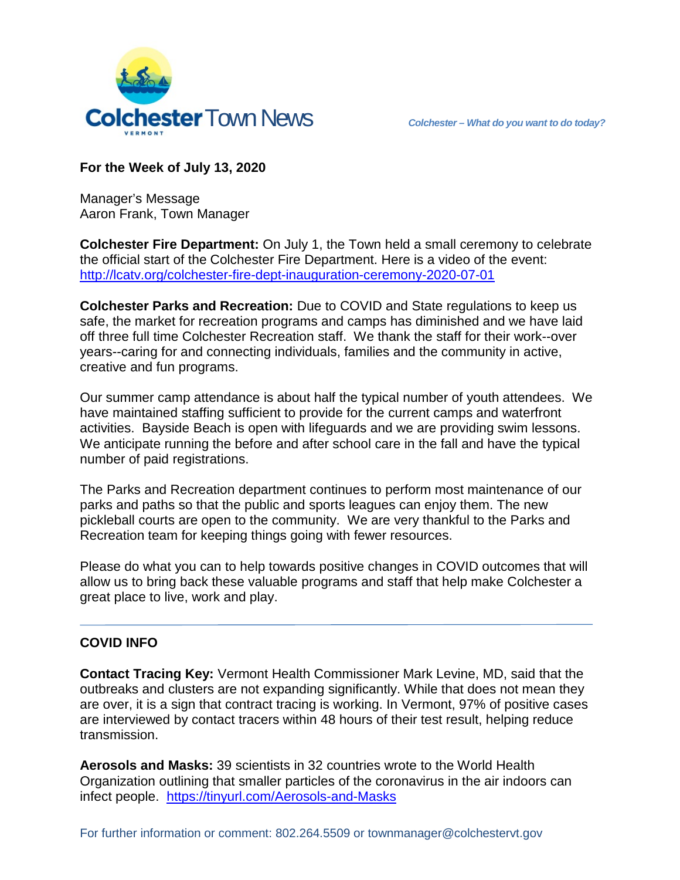# Colchester Town News

VERMONT

*Colchester – What do you want to do today?*

**For the Week of July 13, 2020**

Manager's Message
Aaron Frank, Town Manager

**Colchester Fire Department:** On July 1, the Town held a small ceremony to celebrate the official start of the Colchester Fire Department. Here is a video of the event: http://lcatv.org/colchester-fire-dept-inauguration-ceremony-2020-07-01

**Colchester Parks and Recreation:** Due to COVID and State regulations to keep us safe, the market for recreation programs and camps has diminished and we have laid off three full time Colchester Recreation staff. We thank the staff for their work--over years--caring for and connecting individuals, families and the community in active, creative and fun programs.

Our summer camp attendance is about half the typical number of youth attendees. We have maintained staffing sufficient to provide for the current camps and waterfront activities. Bayside Beach is open with lifeguards and we are providing swim lessons. We anticipate running the before and after school care in the fall and have the typical number of paid registrations.

The Parks and Recreation department continues to perform most maintenance of our parks and paths so that the public and sports leagues can enjoy them. The new pickleball courts are open to the community. We are very thankful to the Parks and Recreation team for keeping things going with fewer resources.

Please do what you can to help towards positive changes in COVID outcomes that will allow us to bring back these valuable programs and staff that help make Colchester a great place to live, work and play.

---

**COVID INFO**

**Contact Tracing Key:** Vermont Health Commissioner Mark Levine, MD, said that the outbreaks and clusters are not expanding significantly. While that does not mean they are over, it is a sign that contract tracing is working. In Vermont, 97% of positive cases are interviewed by contact tracers within 48 hours of their test result, helping reduce transmission.

**Aerosols and Masks:** 39 scientists in 32 countries wrote to the World Health Organization outlining that smaller particles of the coronavirus in the air indoors can infect people. https://tinyurl.com/Aerosols-and-Masks

For further information or comment: 802.264.5509 or townmanager@colchestervt.gov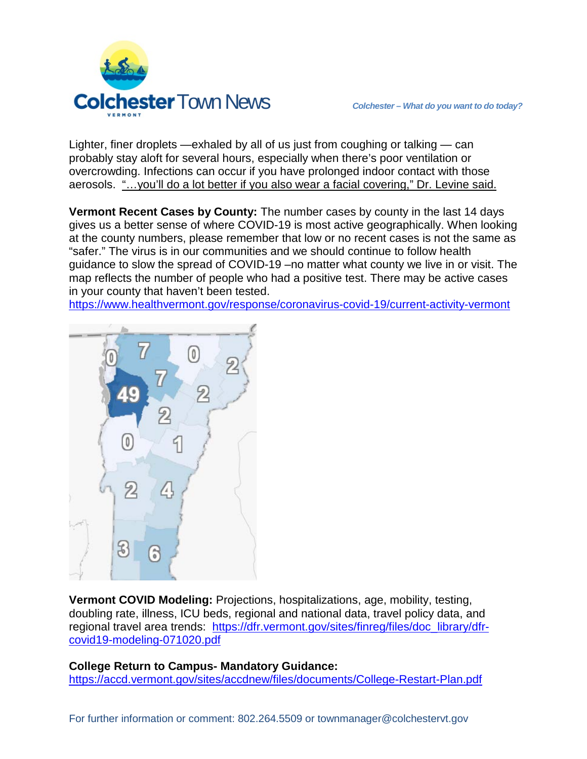Lighter, finer droplets —exhaled by all of us just from coughing or talking — can probably stay aloft for several hours, especially when there's poor ventilation or overcrowding. Infections can occur if you have prolonged indoor contact with those aerosols. "…you'll do a lot better if you also wear a facial covering," Dr. Levine said.

**Vermont Recent Cases by County:** The number cases by county in the last 14 days gives us a better sense of where COVID-19 is most active geographically. When looking at the county numbers, please remember that low or no recent cases is not the same as "safer." The virus is in our communities and we should continue to follow health guidance to slow the spread of COVID-19 –no matter what county we live in or visit. The map reflects the number of people who had a positive test. There may be active cases in your county that haven't been tested.
https://www.healthvermont.gov/response/coronavirus-covid-19/current-activity-vermont

**Vermont COVID Modeling:** Projections, hospitalizations, age, mobility, testing, doubling rate, illness, ICU beds, regional and national data, travel policy data, and regional travel area trends: https://dfr.vermont.gov/sites/finreg/files/doc_library/dfr-covid19-modeling-071020.pdf

**College Return to Campus- Mandatory Guidance:**
https://accd.vermont.gov/sites/accdnew/files/documents/College-Restart-Plan.pdf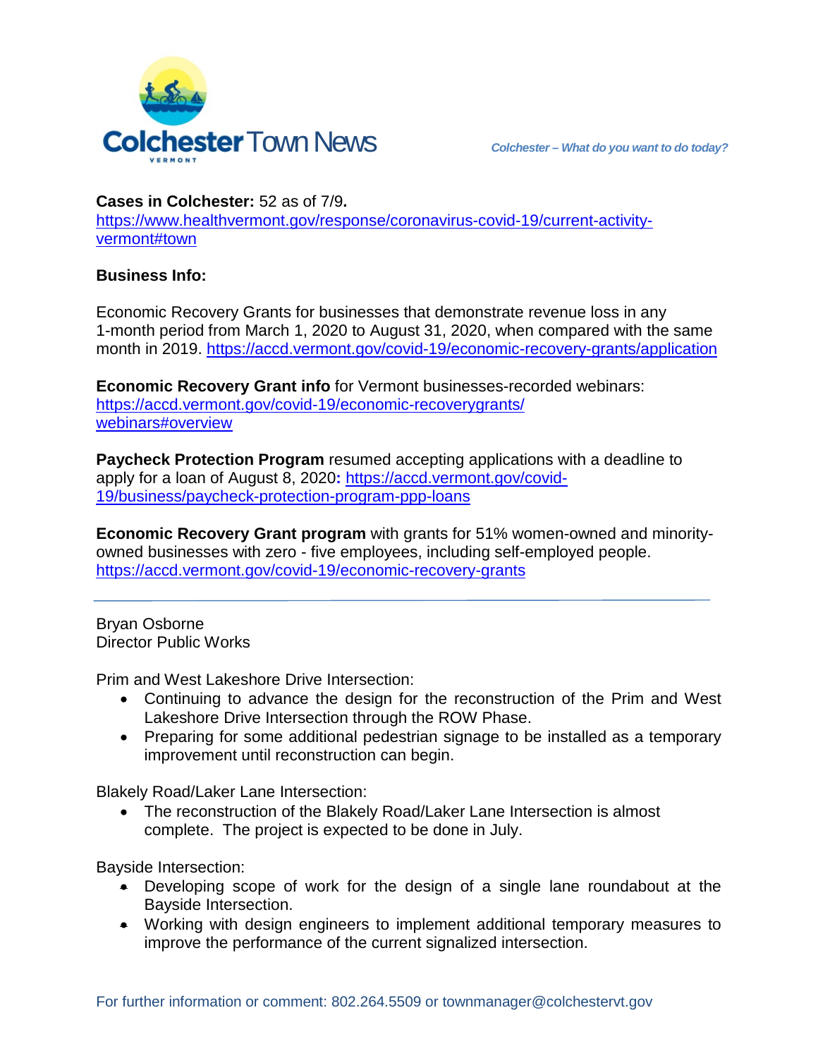**Cases in Colchester:** 52 as of 7/9**.**
https://www.healthvermont.gov/response/coronavirus-covid-19/current-activity-vermont#town

**Business Info:**

Economic Recovery Grants for businesses that demonstrate revenue loss in any 1-month period from March 1, 2020 to August 31, 2020, when compared with the same month in 2019. https://accd.vermont.gov/covid-19/economic-recovery-grants/application

**Economic Recovery Grant info** for Vermont businesses-recorded webinars: https://accd.vermont.gov/covid-19/economic-recoverygrants/webinars#overview

**Paycheck Protection Program** resumed accepting applications with a deadline to apply for a loan of August 8, 2020**:** https://accd.vermont.gov/covid-19/business/paycheck-protection-program-ppp-loans

**Economic Recovery Grant program** with grants for 51% women-owned and minority-owned businesses with zero - five employees, including self-employed people. https://accd.vermont.gov/covid-19/economic-recovery-grants

---

Bryan Osborne
Director Public Works

Prim and West Lakeshore Drive Intersection:

- Continuing to advance the design for the reconstruction of the Prim and West Lakeshore Drive Intersection through the ROW Phase.
- Preparing for some additional pedestrian signage to be installed as a temporary improvement until reconstruction can begin.

Blakely Road/Laker Lane Intersection:

- The reconstruction of the Blakely Road/Laker Lane Intersection is almost complete. The project is expected to be done in July.

Bayside Intersection:

- Developing scope of work for the design of a single lane roundabout at the Bayside Intersection.
- Working with design engineers to implement additional temporary measures to improve the performance of the current signalized intersection.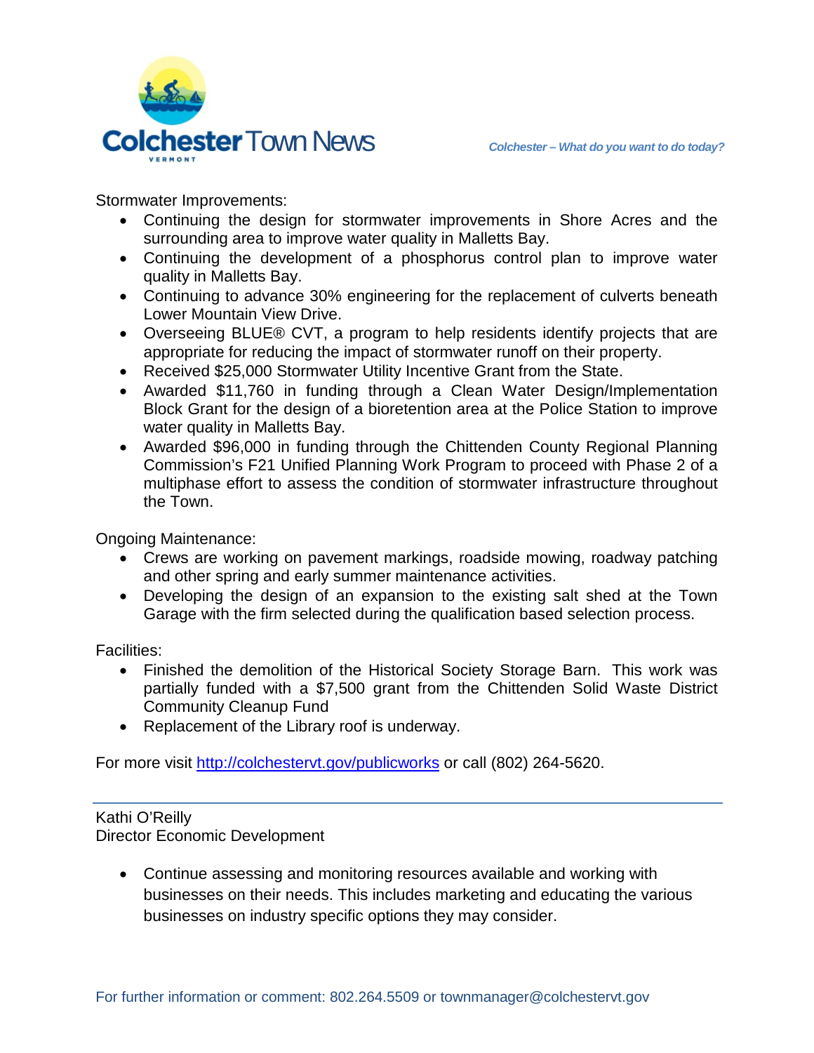Stormwater Improvements:

- Continuing the design for stormwater improvements in Shore Acres and the surrounding area to improve water quality in Malletts Bay.
- Continuing the development of a phosphorus control plan to improve water quality in Malletts Bay.
- Continuing to advance 30% engineering for the replacement of culverts beneath Lower Mountain View Drive.
- Overseeing BLUE® CVT, a program to help residents identify projects that are appropriate for reducing the impact of stormwater runoff on their property.
- Received $25,000 Stormwater Utility Incentive Grant from the State.
- Awarded $11,760 in funding through a Clean Water Design/Implementation Block Grant for the design of a bioretention area at the Police Station to improve water quality in Malletts Bay.
- Awarded $96,000 in funding through the Chittenden County Regional Planning Commission's F21 Unified Planning Work Program to proceed with Phase 2 of a multiphase effort to assess the condition of stormwater infrastructure throughout the Town.

Ongoing Maintenance:

- Crews are working on pavement markings, roadside mowing, roadway patching and other spring and early summer maintenance activities.
- Developing the design of an expansion to the existing salt shed at the Town Garage with the firm selected during the qualification based selection process.

Facilities:

- Finished the demolition of the Historical Society Storage Barn. This work was partially funded with a $7,500 grant from the Chittenden Solid Waste District Community Cleanup Fund
- Replacement of the Library roof is underway.

For more visit [http://colchestervt.gov/publicworks](http://colchestervt.gov/publicworks) or call (802) 264-5620.

---

Kathi O'Reilly
Director Economic Development

- Continue assessing and monitoring resources available and working with businesses on their needs. This includes marketing and educating the various businesses on industry specific options they may consider.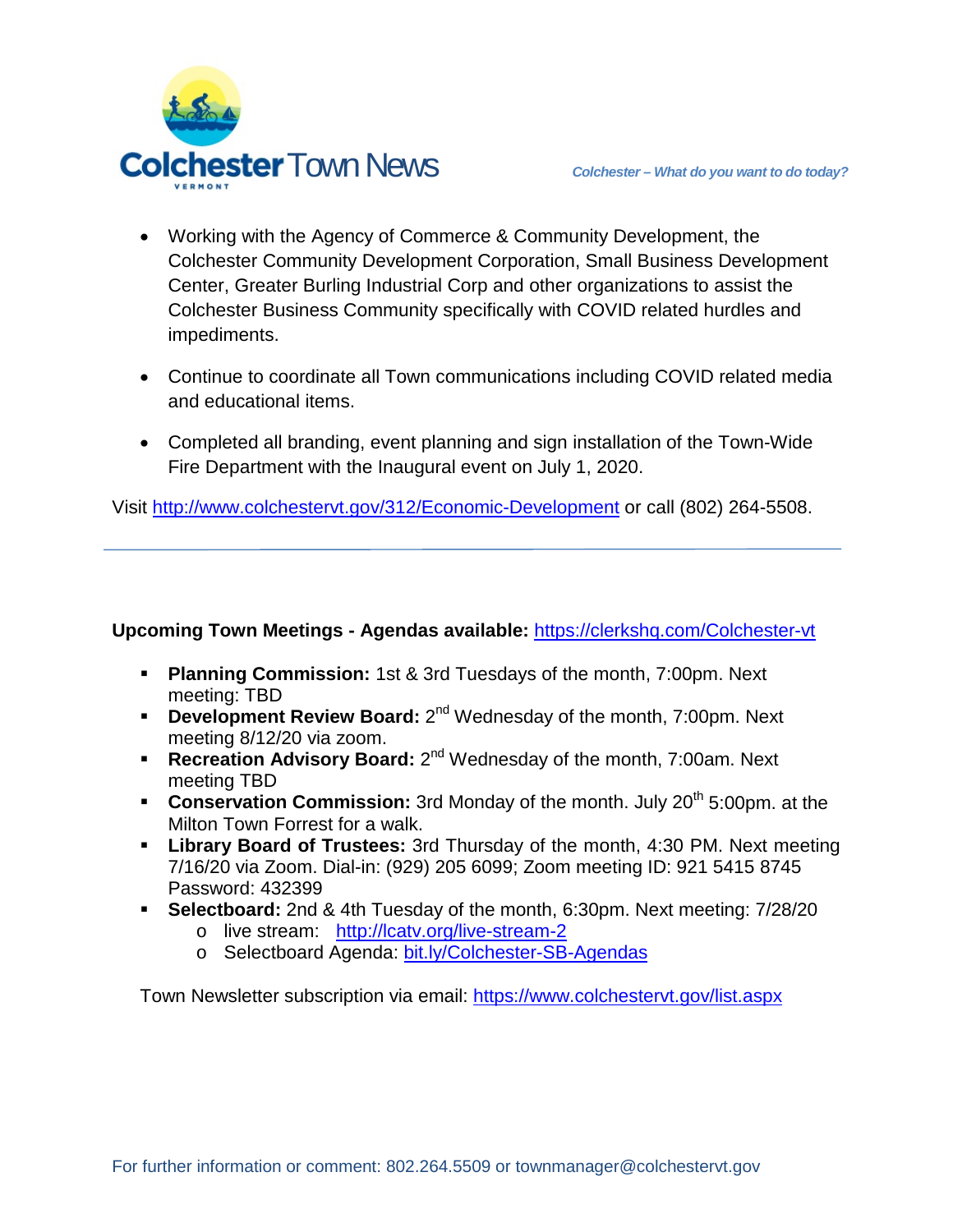- Working with the Agency of Commerce & Community Development, the Colchester Community Development Corporation, Small Business Development Center, Greater Burling Industrial Corp and other organizations to assist the Colchester Business Community specifically with COVID related hurdles and impediments.

- Continue to coordinate all Town communications including COVID related media and educational items.

- Completed all branding, event planning and sign installation of the Town-Wide Fire Department with the Inaugural event on July 1, 2020.

Visit http://www.colchestervt.gov/312/Economic-Development or call (802) 264-5508.

---

**Upcoming Town Meetings - Agendas available:** https://clerkshq.com/Colchester-vt

- **Planning Commission:** 1st & 3rd Tuesdays of the month, 7:00pm. Next meeting: TBD
- **Development Review Board:** 2nd Wednesday of the month, 7:00pm. Next meeting 8/12/20 via zoom.
- **Recreation Advisory Board:** 2nd Wednesday of the month, 7:00am. Next meeting TBD
- **Conservation Commission:** 3rd Monday of the month. July 20th 5:00pm. at the Milton Town Forrest for a walk.
- **Library Board of Trustees:** 3rd Thursday of the month, 4:30 PM. Next meeting 7/16/20 via Zoom. Dial-in: (929) 205 6099; Zoom meeting ID: 921 5415 8745 Password: 432399
- **Selectboard:** 2nd & 4th Tuesday of the month, 6:30pm. Next meeting: 7/28/20
  - live stream: http://lcatv.org/live-stream-2
  - Selectboard Agenda: bit.ly/Colchester-SB-Agendas

Town Newsletter subscription via email: https://www.colchestervt.gov/list.aspx